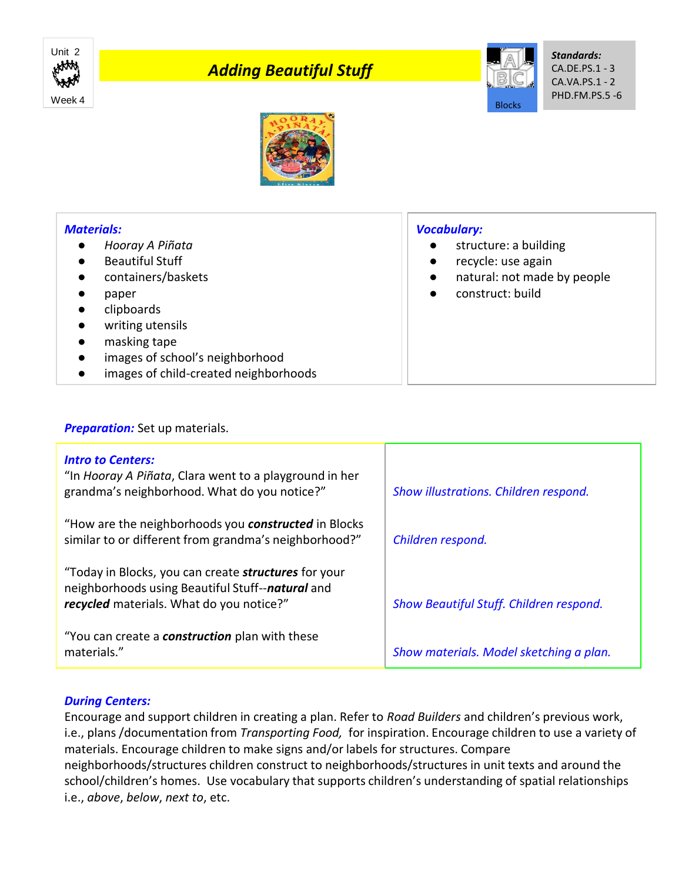Unit 2

Week 4

# *Adding Beautiful Stuff*

Blocks

***Standards:***
CA.DE.PS.1 - 3
CA.VA.PS.1 - 2
PHD.FM.PS.5 -6

***Materials:***

- *Hooray A Piñata*
- Beautiful Stuff
- containers/baskets
- paper
- clipboards
- writing utensils
- masking tape
- images of school's neighborhood
- images of child-created neighborhoods

***Vocabulary:***

- structure: a building
- recycle: use again
- natural: not made by people
- construct: build

***Preparation:*** Set up materials.

| ***Intro to Centers:*** | |
|---|---|
| "In *Hooray A Piñata*, Clara went to a playground in her grandma's neighborhood. What do you notice?" | *Show illustrations. Children respond.* |
| "How are the neighborhoods you ***constructed*** in Blocks similar to or different from grandma's neighborhood?" | *Children respond.* |
| "Today in Blocks, you can create ***structures*** for your neighborhoods using Beautiful Stuff--***natural*** and ***recycled*** materials. What do you notice?" | *Show Beautiful Stuff. Children respond.* |
| "You can create a ***construction*** plan with these materials." | *Show materials. Model sketching a plan.* |

***During Centers:***
Encourage and support children in creating a plan. Refer to *Road Builders* and children's previous work, i.e., plans /documentation from *Transporting Food,* for inspiration. Encourage children to use a variety of materials. Encourage children to make signs and/or labels for structures. Compare neighborhoods/structures children construct to neighborhoods/structures in unit texts and around the school/children's homes. Use vocabulary that supports children's understanding of spatial relationships i.e., *above*, *below*, *next to*, etc.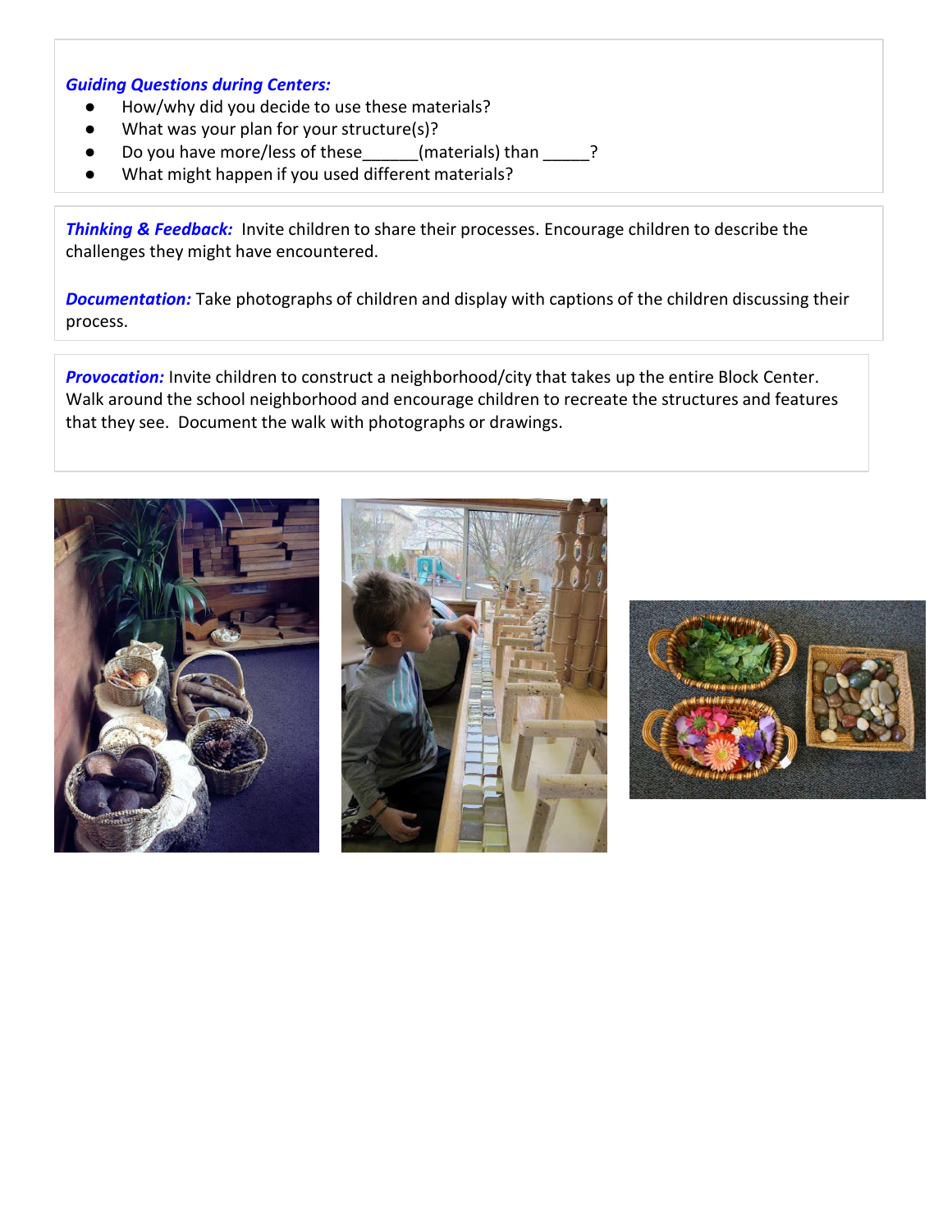***Guiding Questions during Centers:***

- How/why did you decide to use these materials?
- What was your plan for your structure(s)?
- Do you have more/less of these______(materials) than _____?
- What might happen if you used different materials?

***Thinking & Feedback:*** Invite children to share their processes. Encourage children to describe the challenges they might have encountered.

***Documentation:*** Take photographs of children and display with captions of the children discussing their process.

***Provocation:*** Invite children to construct a neighborhood/city that takes up the entire Block Center. Walk around the school neighborhood and encourage children to recreate the structures and features that they see. Document the walk with photographs or drawings.